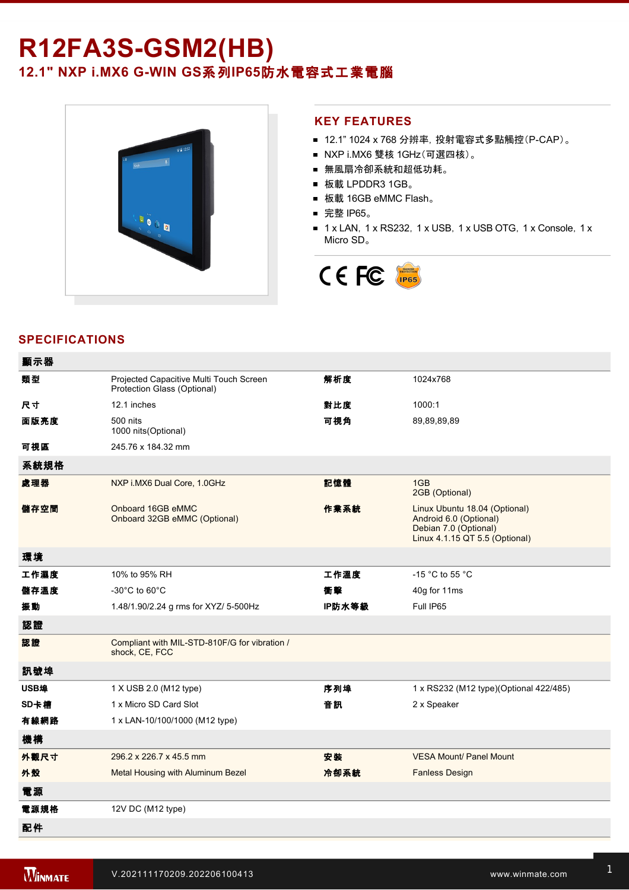# R12FA3S-GSM2(HB)

## 12.1" NXP i.MX6 G-WIN GS系列IP65防水電容式工業電腦

## KEY FEATURES

- 12.1” 1024 x 768 分辨率，投射電容式多點觸控(P-CAP)。
- NXP i.MX6 雙核 1GHz(可選四核)。
- 無風扇冷卻系統和超低功耗。
- 板載 LPDDR3 1GB。
- 板載 16GB eMMC Flash。
- 完整 IP65。
- 1 x LAN，1 x RS232，1 x USB，1 x USB OTG，1 x Console，1 x Micro SD。

## SPECIFICATIONS

| 顯示器 | | | |
|---|---|---|---|
| 類型 | Projected Capacitive Multi Touch Screen<br>Protection Glass (Optional) | 解析度 | 1024x768 |
| 尺寸 | 12.1 inches | 對比度 | 1000:1 |
| 面版亮度 | 500 nits<br>1000 nits(Optional) | 可視角 | 89,89,89,89 |
| 可視區 | 245.76 x 184.32 mm | | |
| **系統規格** | | | |
| 處理器 | NXP i.MX6 Dual Core, 1.0GHz | 記憶體 | 1GB<br>2GB (Optional) |
| 儲存空間 | Onboard 16GB eMMC<br>Onboard 32GB eMMC (Optional) | 作業系統 | Linux Ubuntu 18.04 (Optional)<br>Android 6.0 (Optional)<br>Debian 7.0 (Optional)<br>Linux 4.1.15 QT 5.5 (Optional) |
| **環境** | | | |
| 工作濕度 | 10% to 95% RH | 工作溫度 | -15 °C to 55 °C |
| 儲存溫度 | -30°C to 60°C | 衝擊 | 40g for 11ms |
| 振動 | 1.48/1.90/2.24 g rms for XYZ/ 5-500Hz | IP防水等級 | Full IP65 |
| **認證** | | | |
| 認證 | Compliant with MIL-STD-810F/G for vibration / shock, CE, FCC | | |
| **訊號埠** | | | |
| USB埠 | 1 X USB 2.0 (M12 type) | 序列埠 | 1 x RS232 (M12 type)(Optional 422/485) |
| SD卡槽 | 1 x Micro SD Card Slot | 音訊 | 2 x Speaker |
| 有線網路 | 1 x LAN-10/100/1000 (M12 type) | | |
| **機構** | | | |
| 外觀尺寸 | 296.2 x 226.7 x 45.5 mm | 安裝 | VESA Mount/ Panel Mount |
| 外殼 | Metal Housing with Aluminum Bezel | 冷卻系統 | Fanless Design |
| **電源** | | | |
| 電源規格 | 12V DC (M12 type) | | |
| **配件** | | | |

V.202111170209.202206100413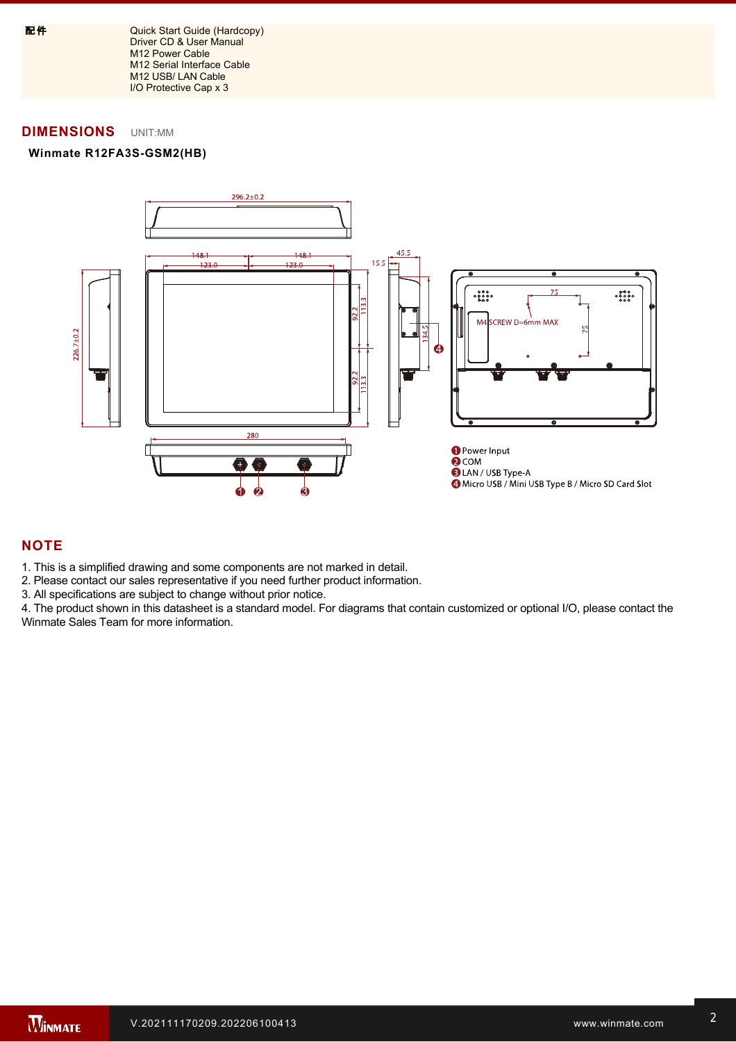| | |
|---|---|
| 配件 | Quick Start Guide (Hardcopy)<br>Driver CD & User Manual<br>M12 Power Cable<br>M12 Serial Interface Cable<br>M12 USB/ LAN Cable<br>I/O Protective Cap x 3 |

## DIMENSIONS UNIT:MM

**Winmate R12FA3S-GSM2(HB)**

296.2±0.2
148.1
148.1
123.0
123.0
15.5
45.5
226.7±0.2
92.2
113.3
92.2
113.3
134.5
75
M4 SCREW D=6mm MAX
75
280

❶ Power Input
❷ COM
❸ LAN / USB Type-A
❹ Micro USB / Mini USB Type B / Micro SD Card Slot

## NOTE

1. This is a simplified drawing and some components are not marked in detail.
2. Please contact our sales representative if you need further product information.
3. All specifications are subject to change without prior notice.
4. The product shown in this datasheet is a standard model. For diagrams that contain customized or optional I/O, please contact the Winmate Sales Team for more information.